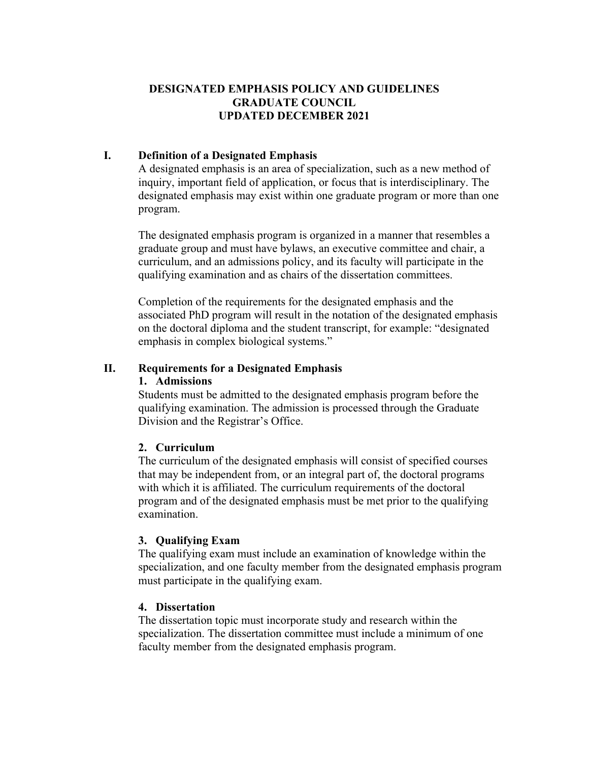# DESIGNATED EMPHASIS POLICY AND GUIDELINES
# GRADUATE COUNCIL
# UPDATED DECEMBER 2021

## I. Definition of a Designated Emphasis

A designated emphasis is an area of specialization, such as a new method of inquiry, important field of application, or focus that is interdisciplinary. The designated emphasis may exist within one graduate program or more than one program.

The designated emphasis program is organized in a manner that resembles a graduate group and must have bylaws, an executive committee and chair, a curriculum, and an admissions policy, and its faculty will participate in the qualifying examination and as chairs of the dissertation committees.

Completion of the requirements for the designated emphasis and the associated PhD program will result in the notation of the designated emphasis on the doctoral diploma and the student transcript, for example: "designated emphasis in complex biological systems."

## II. Requirements for a Designated Emphasis

### 1. Admissions

Students must be admitted to the designated emphasis program before the qualifying examination. The admission is processed through the Graduate Division and the Registrar's Office.

### 2. Curriculum

The curriculum of the designated emphasis will consist of specified courses that may be independent from, or an integral part of, the doctoral programs with which it is affiliated. The curriculum requirements of the doctoral program and of the designated emphasis must be met prior to the qualifying examination.

### 3. Qualifying Exam

The qualifying exam must include an examination of knowledge within the specialization, and one faculty member from the designated emphasis program must participate in the qualifying exam.

### 4. Dissertation

The dissertation topic must incorporate study and research within the specialization. The dissertation committee must include a minimum of one faculty member from the designated emphasis program.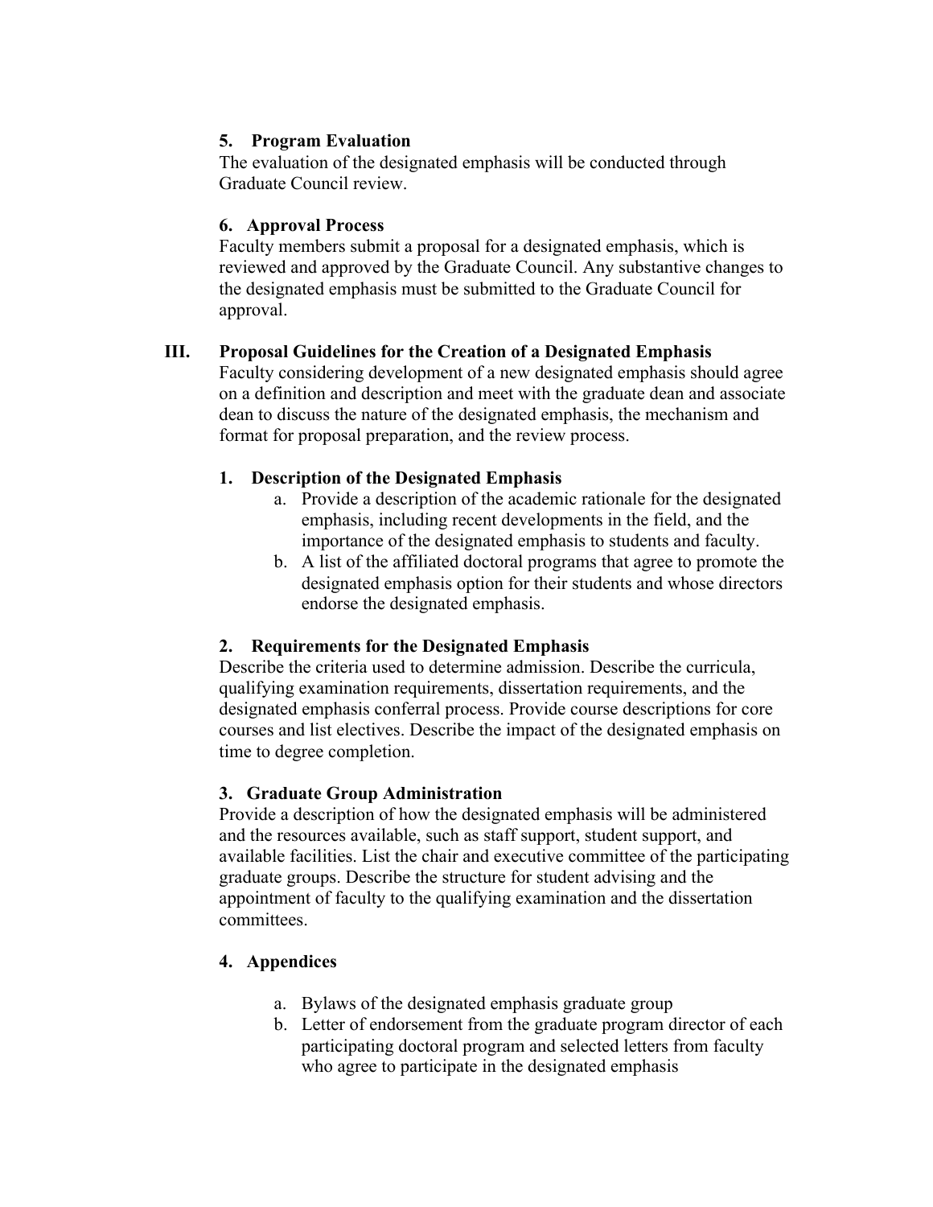**5. Program Evaluation**

The evaluation of the designated emphasis will be conducted through Graduate Council review.

**6. Approval Process**

Faculty members submit a proposal for a designated emphasis, which is reviewed and approved by the Graduate Council. Any substantive changes to the designated emphasis must be submitted to the Graduate Council for approval.

## III. Proposal Guidelines for the Creation of a Designated Emphasis

Faculty considering development of a new designated emphasis should agree on a definition and description and meet with the graduate dean and associate dean to discuss the nature of the designated emphasis, the mechanism and format for proposal preparation, and the review process.

**1. Description of the Designated Emphasis**

a. Provide a description of the academic rationale for the designated emphasis, including recent developments in the field, and the importance of the designated emphasis to students and faculty.
b. A list of the affiliated doctoral programs that agree to promote the designated emphasis option for their students and whose directors endorse the designated emphasis.

**2. Requirements for the Designated Emphasis**

Describe the criteria used to determine admission. Describe the curricula, qualifying examination requirements, dissertation requirements, and the designated emphasis conferral process. Provide course descriptions for core courses and list electives. Describe the impact of the designated emphasis on time to degree completion.

**3. Graduate Group Administration**

Provide a description of how the designated emphasis will be administered and the resources available, such as staff support, student support, and available facilities. List the chair and executive committee of the participating graduate groups. Describe the structure for student advising and the appointment of faculty to the qualifying examination and the dissertation committees.

**4. Appendices**

a. Bylaws of the designated emphasis graduate group
b. Letter of endorsement from the graduate program director of each participating doctoral program and selected letters from faculty who agree to participate in the designated emphasis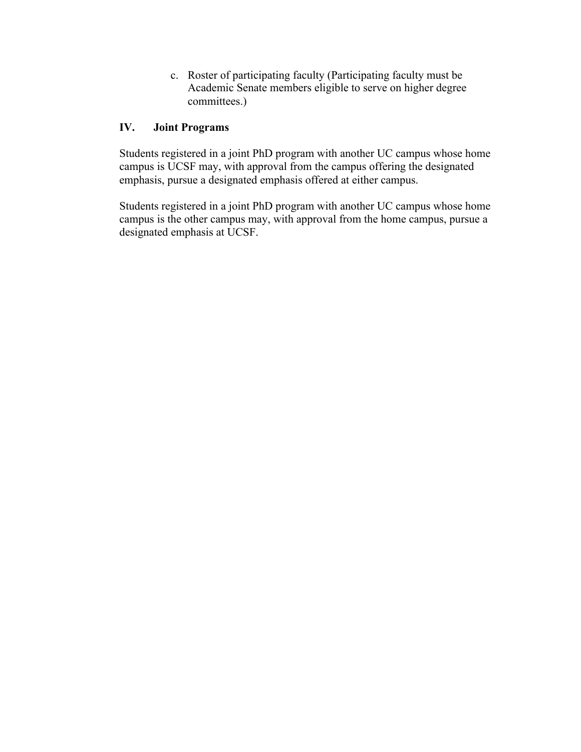c. Roster of participating faculty (Participating faculty must be Academic Senate members eligible to serve on higher degree committees.)

## IV. Joint Programs

Students registered in a joint PhD program with another UC campus whose home campus is UCSF may, with approval from the campus offering the designated emphasis, pursue a designated emphasis offered at either campus.

Students registered in a joint PhD program with another UC campus whose home campus is the other campus may, with approval from the home campus, pursue a designated emphasis at UCSF.